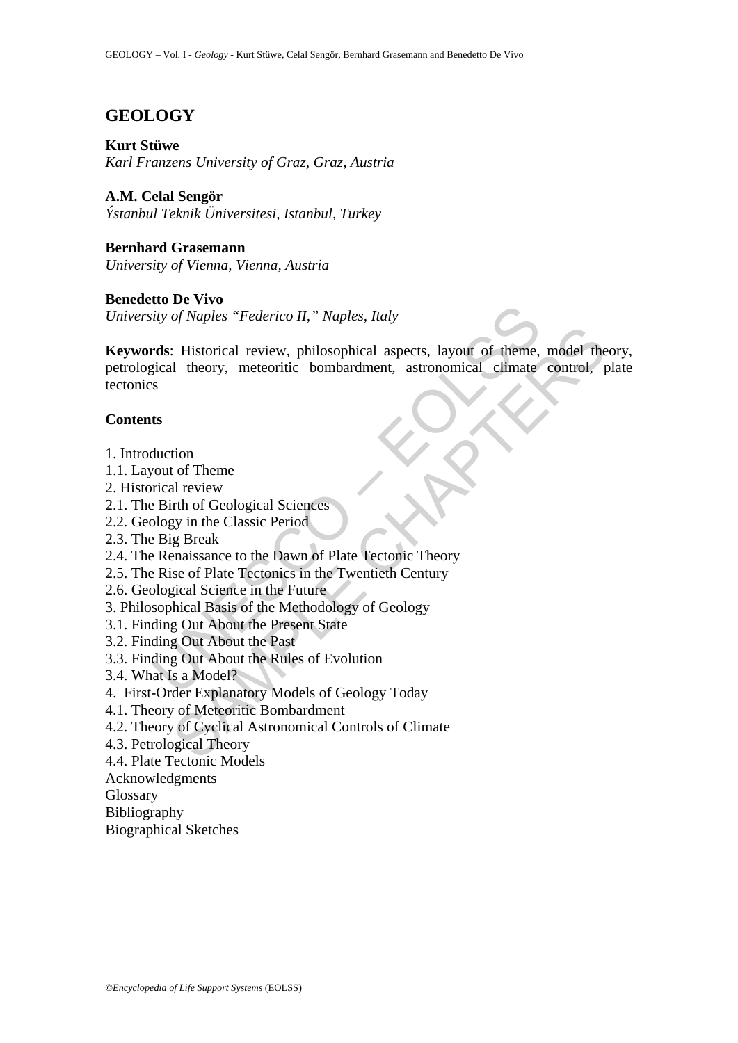# GEOLOGY

**Kurt Stüwe**
*Karl Franzens University of Graz, Graz, Austria*

**A.M. Celal Sengör**
*Ýstanbul Teknik Üniversitesi, Istanbul, Turkey*

**Bernhard Grasemann**
*University of Vienna, Vienna, Austria*

**Benedetto De Vivo**
*University of Naples "Federico II," Naples, Italy*

**Keywords**: Historical review, philosophical aspects, layout of theme, model theory, petrological theory, meteoritic bombardment, astronomical climate control, plate tectonics

## Contents

1. Introduction
1.1. Layout of Theme
2. Historical review
2.1. The Birth of Geological Sciences
2.2. Geology in the Classic Period
2.3. The Big Break
2.4. The Renaissance to the Dawn of Plate Tectonic Theory
2.5. The Rise of Plate Tectonics in the Twentieth Century
2.6. Geological Science in the Future
3. Philosophical Basis of the Methodology of Geology
3.1. Finding Out About the Present State
3.2. Finding Out About the Past
3.3. Finding Out About the Rules of Evolution
3.4. What Is a Model?
4. First-Order Explanatory Models of Geology Today
4.1. Theory of Meteoritic Bombardment
4.2. Theory of Cyclical Astronomical Controls of Climate
4.3. Petrological Theory
4.4. Plate Tectonic Models
Acknowledgments
Glossary
Bibliography
Biographical Sketches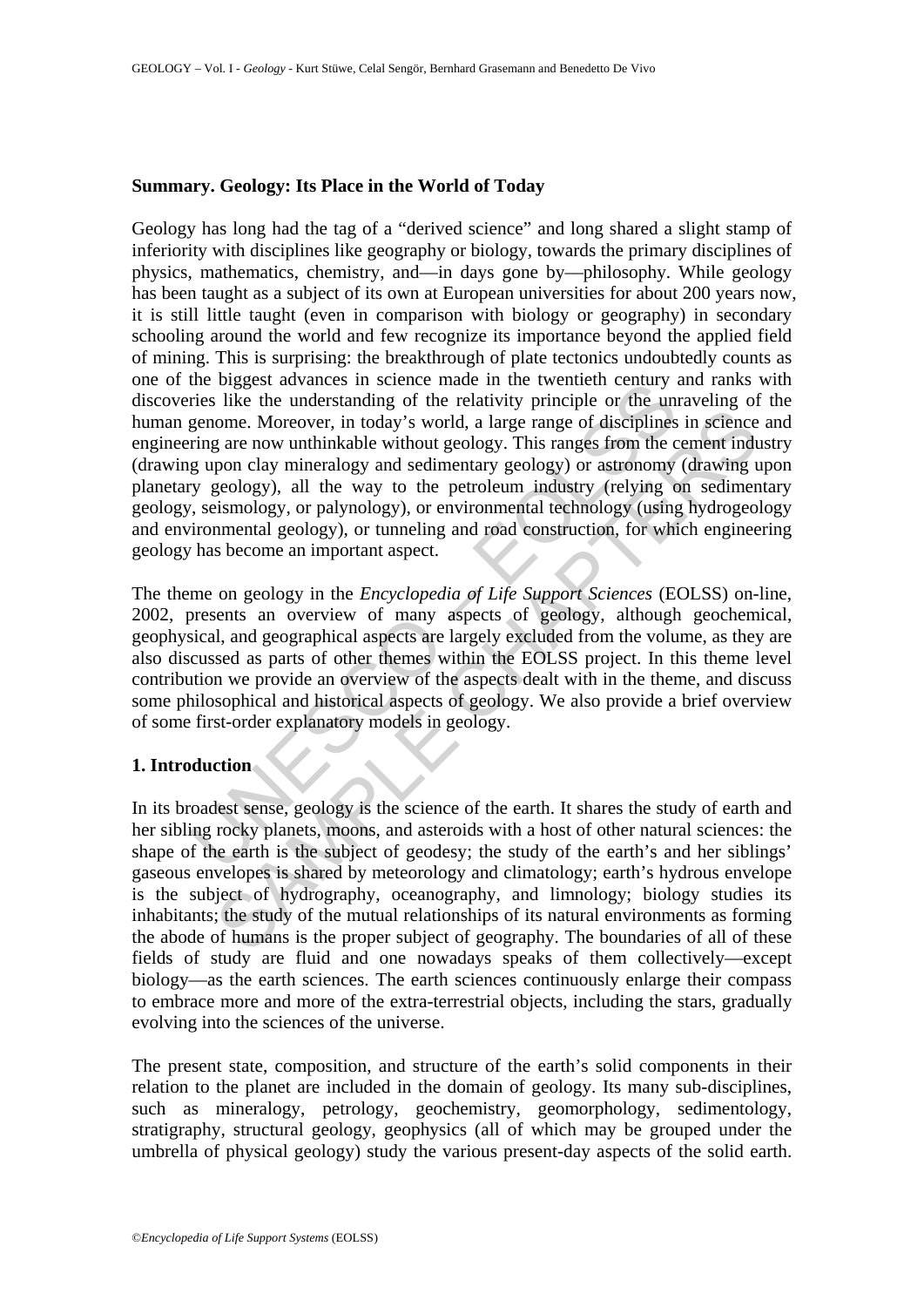**Summary. Geology: Its Place in the World of Today**

Geology has long had the tag of a "derived science" and long shared a slight stamp of inferiority with disciplines like geography or biology, towards the primary disciplines of physics, mathematics, chemistry, and—in days gone by—philosophy. While geology has been taught as a subject of its own at European universities for about 200 years now, it is still little taught (even in comparison with biology or geography) in secondary schooling around the world and few recognize its importance beyond the applied field of mining. This is surprising: the breakthrough of plate tectonics undoubtedly counts as one of the biggest advances in science made in the twentieth century and ranks with discoveries like the understanding of the relativity principle or the unraveling of the human genome. Moreover, in today's world, a large range of disciplines in science and engineering are now unthinkable without geology. This ranges from the cement industry (drawing upon clay mineralogy and sedimentary geology) or astronomy (drawing upon planetary geology), all the way to the petroleum industry (relying on sedimentary geology, seismology, or palynology), or environmental technology (using hydrogeology and environmental geology), or tunneling and road construction, for which engineering geology has become an important aspect.

The theme on geology in the *Encyclopedia of Life Support Sciences* (EOLSS) on-line, 2002, presents an overview of many aspects of geology, although geochemical, geophysical, and geographical aspects are largely excluded from the volume, as they are also discussed as parts of other themes within the EOLSS project. In this theme level contribution we provide an overview of the aspects dealt with in the theme, and discuss some philosophical and historical aspects of geology. We also provide a brief overview of some first-order explanatory models in geology.

## 1. Introduction

In its broadest sense, geology is the science of the earth. It shares the study of earth and her sibling rocky planets, moons, and asteroids with a host of other natural sciences: the shape of the earth is the subject of geodesy; the study of the earth's and her siblings' gaseous envelopes is shared by meteorology and climatology; earth's hydrous envelope is the subject of hydrography, oceanography, and limnology; biology studies its inhabitants; the study of the mutual relationships of its natural environments as forming the abode of humans is the proper subject of geography. The boundaries of all of these fields of study are fluid and one nowadays speaks of them collectively—except biology—as the earth sciences. The earth sciences continuously enlarge their compass to embrace more and more of the extra-terrestrial objects, including the stars, gradually evolving into the sciences of the universe.

The present state, composition, and structure of the earth's solid components in their relation to the planet are included in the domain of geology. Its many sub-disciplines, such as mineralogy, petrology, geochemistry, geomorphology, sedimentology, stratigraphy, structural geology, geophysics (all of which may be grouped under the umbrella of physical geology) study the various present-day aspects of the solid earth.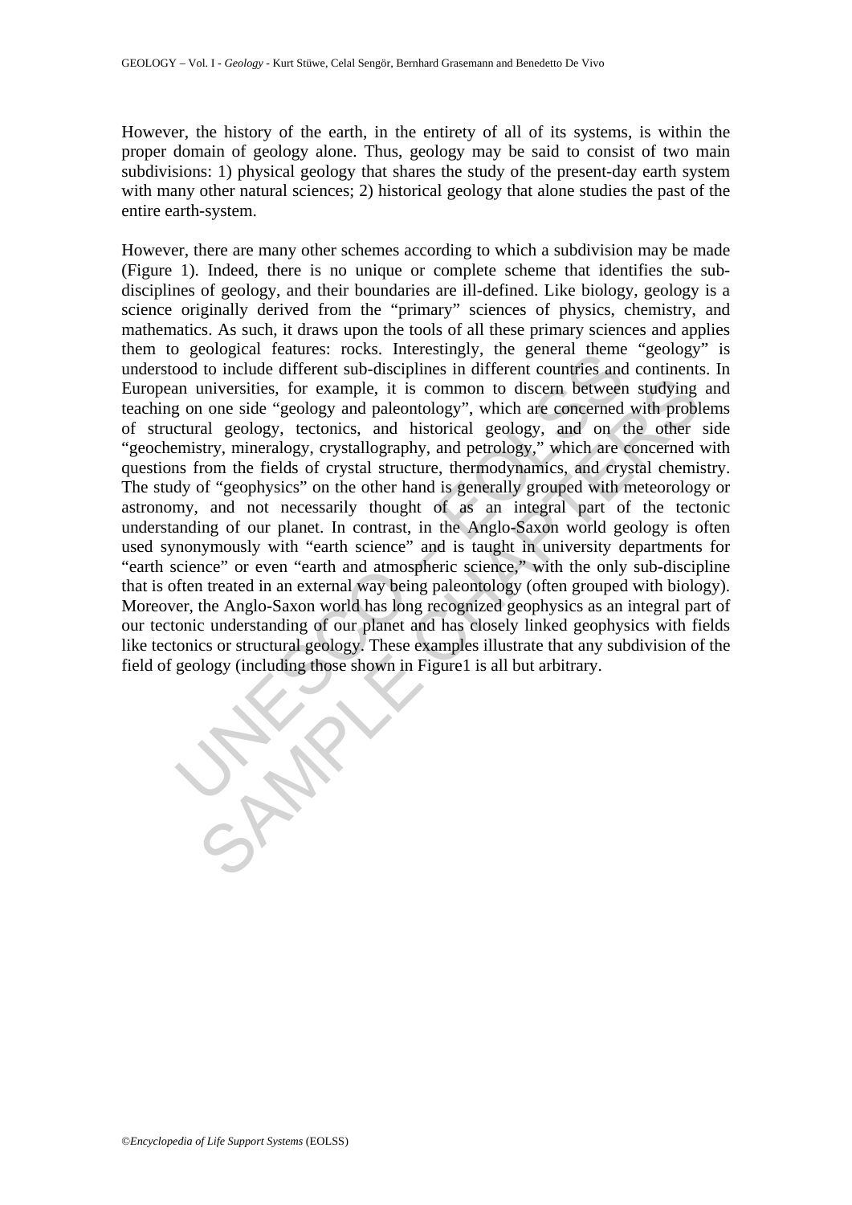However, the history of the earth, in the entirety of all of its systems, is within the proper domain of geology alone. Thus, geology may be said to consist of two main subdivisions: 1) physical geology that shares the study of the present-day earth system with many other natural sciences; 2) historical geology that alone studies the past of the entire earth-system.

However, there are many other schemes according to which a subdivision may be made (Figure 1). Indeed, there is no unique or complete scheme that identifies the sub-disciplines of geology, and their boundaries are ill-defined. Like biology, geology is a science originally derived from the "primary" sciences of physics, chemistry, and mathematics. As such, it draws upon the tools of all these primary sciences and applies them to geological features: rocks. Interestingly, the general theme "geology" is understood to include different sub-disciplines in different countries and continents. In European universities, for example, it is common to discern between studying and teaching on one side "geology and paleontology", which are concerned with problems of structural geology, tectonics, and historical geology, and on the other side "geochemistry, mineralogy, crystallography, and petrology," which are concerned with questions from the fields of crystal structure, thermodynamics, and crystal chemistry. The study of "geophysics" on the other hand is generally grouped with meteorology or astronomy, and not necessarily thought of as an integral part of the tectonic understanding of our planet. In contrast, in the Anglo-Saxon world geology is often used synonymously with "earth science" and is taught in university departments for "earth science" or even "earth and atmospheric science," with the only sub-discipline that is often treated in an external way being paleontology (often grouped with biology). Moreover, the Anglo-Saxon world has long recognized geophysics as an integral part of our tectonic understanding of our planet and has closely linked geophysics with fields like tectonics or structural geology. These examples illustrate that any subdivision of the field of geology (including those shown in Figure1 is all but arbitrary.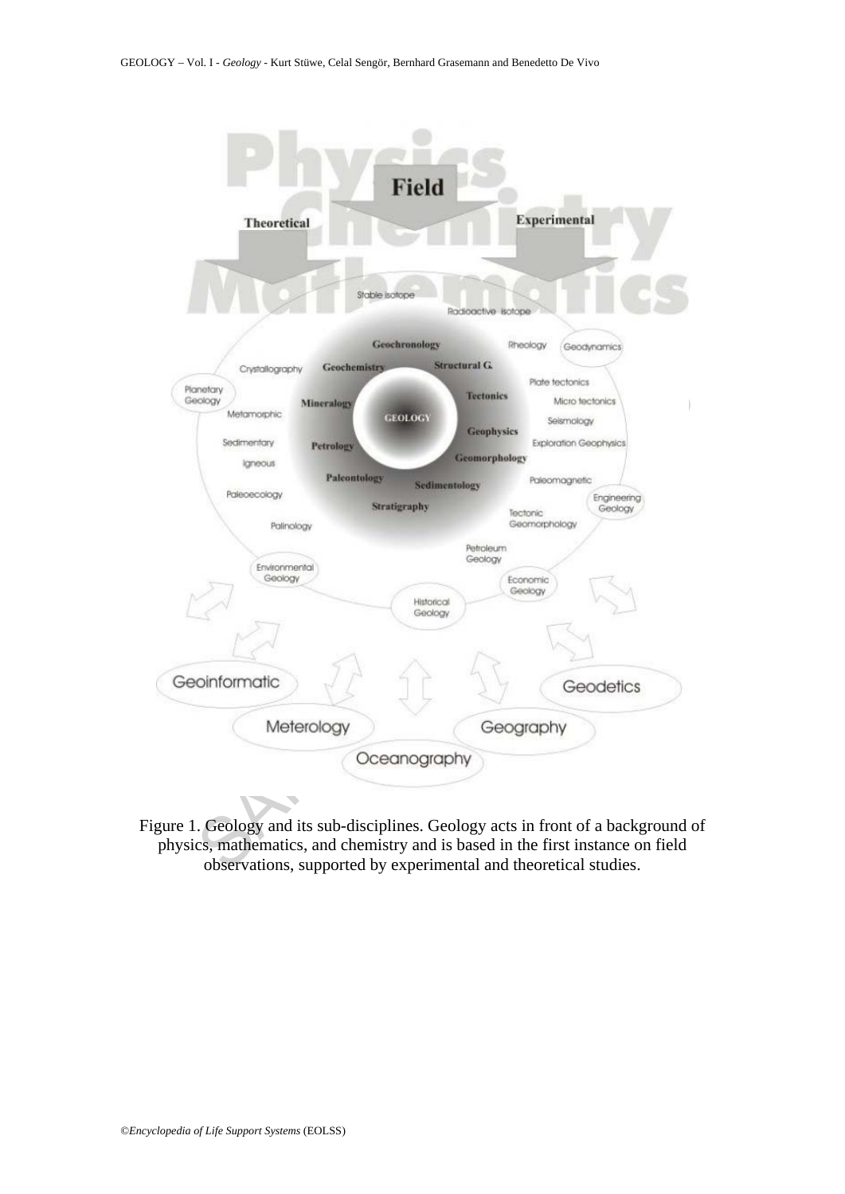Figure 1. Geology and its sub-disciplines. Geology acts in front of a background of physics, mathematics, and chemistry and is based in the first instance on field observations, supported by experimental and theoretical studies.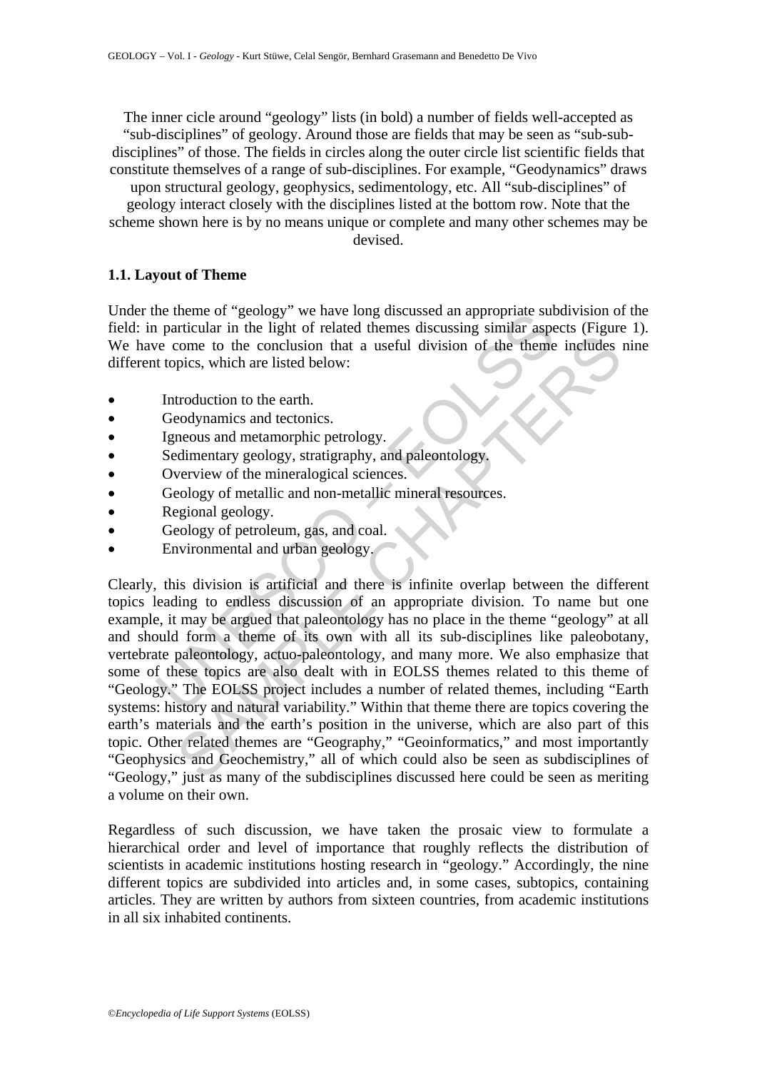The inner cicle around "geology" lists (in bold) a number of fields well-accepted as "sub-disciplines" of geology. Around those are fields that may be seen as "sub-sub-disciplines" of those. The fields in circles along the outer circle list scientific fields that constitute themselves of a range of sub-disciplines. For example, "Geodynamics" draws upon structural geology, geophysics, sedimentology, etc. All "sub-disciplines" of geology interact closely with the disciplines listed at the bottom row. Note that the scheme shown here is by no means unique or complete and many other schemes may be devised.

### 1.1. Layout of Theme

Under the theme of "geology" we have long discussed an appropriate subdivision of the field: in particular in the light of related themes discussing similar aspects (Figure 1). We have come to the conclusion that a useful division of the theme includes nine different topics, which are listed below:

- Introduction to the earth.
- Geodynamics and tectonics.
- Igneous and metamorphic petrology.
- Sedimentary geology, stratigraphy, and paleontology.
- Overview of the mineralogical sciences.
- Geology of metallic and non-metallic mineral resources.
- Regional geology.
- Geology of petroleum, gas, and coal.
- Environmental and urban geology.

Clearly, this division is artificial and there is infinite overlap between the different topics leading to endless discussion of an appropriate division. To name but one example, it may be argued that paleontology has no place in the theme "geology" at all and should form a theme of its own with all its sub-disciplines like paleobotany, vertebrate paleontology, actuo-paleontology, and many more. We also emphasize that some of these topics are also dealt with in EOLSS themes related to this theme of "Geology." The EOLSS project includes a number of related themes, including "Earth systems: history and natural variability." Within that theme there are topics covering the earth's materials and the earth's position in the universe, which are also part of this topic. Other related themes are "Geography," "Geoinformatics," and most importantly "Geophysics and Geochemistry," all of which could also be seen as subdisciplines of "Geology," just as many of the subdisciplines discussed here could be seen as meriting a volume on their own.

Regardless of such discussion, we have taken the prosaic view to formulate a hierarchical order and level of importance that roughly reflects the distribution of scientists in academic institutions hosting research in "geology." Accordingly, the nine different topics are subdivided into articles and, in some cases, subtopics, containing articles. They are written by authors from sixteen countries, from academic institutions in all six inhabited continents.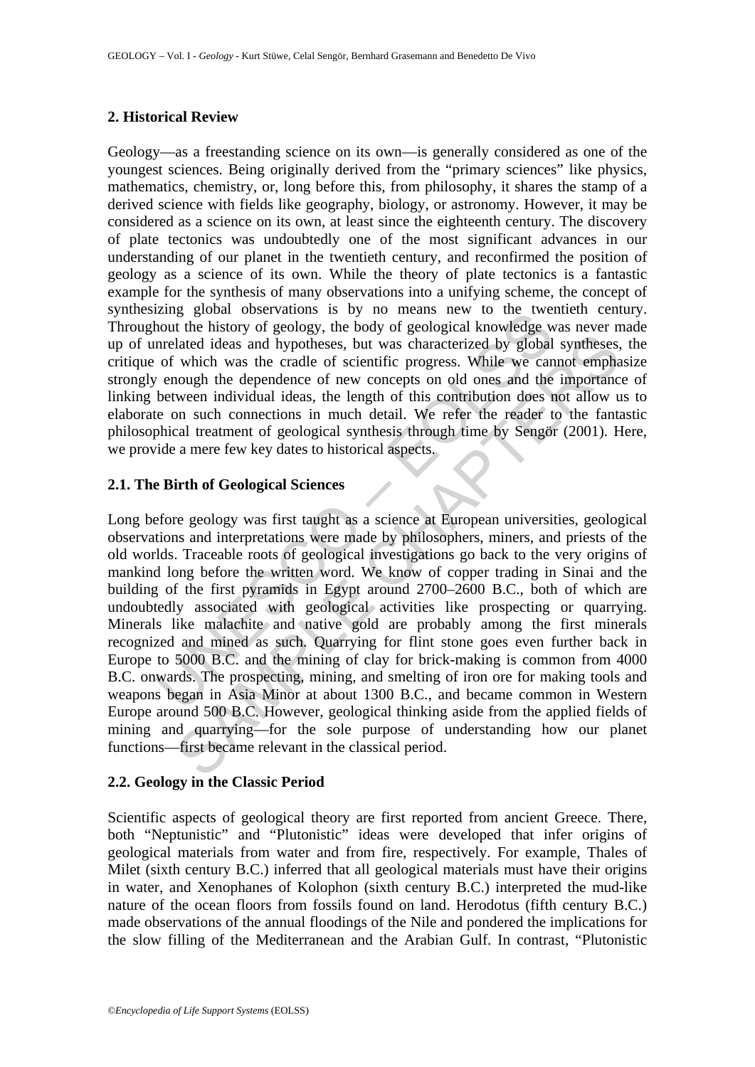## 2. Historical Review

Geology—as a freestanding science on its own—is generally considered as one of the youngest sciences. Being originally derived from the "primary sciences" like physics, mathematics, chemistry, or, long before this, from philosophy, it shares the stamp of a derived science with fields like geography, biology, or astronomy. However, it may be considered as a science on its own, at least since the eighteenth century. The discovery of plate tectonics was undoubtedly one of the most significant advances in our understanding of our planet in the twentieth century, and reconfirmed the position of geology as a science of its own. While the theory of plate tectonics is a fantastic example for the synthesis of many observations into a unifying scheme, the concept of synthesizing global observations is by no means new to the twentieth century. Throughout the history of geology, the body of geological knowledge was never made up of unrelated ideas and hypotheses, but was characterized by global syntheses, the critique of which was the cradle of scientific progress. While we cannot emphasize strongly enough the dependence of new concepts on old ones and the importance of linking between individual ideas, the length of this contribution does not allow us to elaborate on such connections in much detail. We refer the reader to the fantastic philosophical treatment of geological synthesis through time by Sengör (2001). Here, we provide a mere few key dates to historical aspects.

### 2.1. The Birth of Geological Sciences

Long before geology was first taught as a science at European universities, geological observations and interpretations were made by philosophers, miners, and priests of the old worlds. Traceable roots of geological investigations go back to the very origins of mankind long before the written word. We know of copper trading in Sinai and the building of the first pyramids in Egypt around 2700–2600 B.C., both of which are undoubtedly associated with geological activities like prospecting or quarrying. Minerals like malachite and native gold are probably among the first minerals recognized and mined as such. Quarrying for flint stone goes even further back in Europe to 5000 B.C. and the mining of clay for brick-making is common from 4000 B.C. onwards. The prospecting, mining, and smelting of iron ore for making tools and weapons began in Asia Minor at about 1300 B.C., and became common in Western Europe around 500 B.C. However, geological thinking aside from the applied fields of mining and quarrying—for the sole purpose of understanding how our planet functions—first became relevant in the classical period.

### 2.2. Geology in the Classic Period

Scientific aspects of geological theory are first reported from ancient Greece. There, both "Neptunistic" and "Plutonistic" ideas were developed that infer origins of geological materials from water and from fire, respectively. For example, Thales of Milet (sixth century B.C.) inferred that all geological materials must have their origins in water, and Xenophanes of Kolophon (sixth century B.C.) interpreted the mud-like nature of the ocean floors from fossils found on land. Herodotus (fifth century B.C.) made observations of the annual floodings of the Nile and pondered the implications for the slow filling of the Mediterranean and the Arabian Gulf. In contrast, "Plutonistic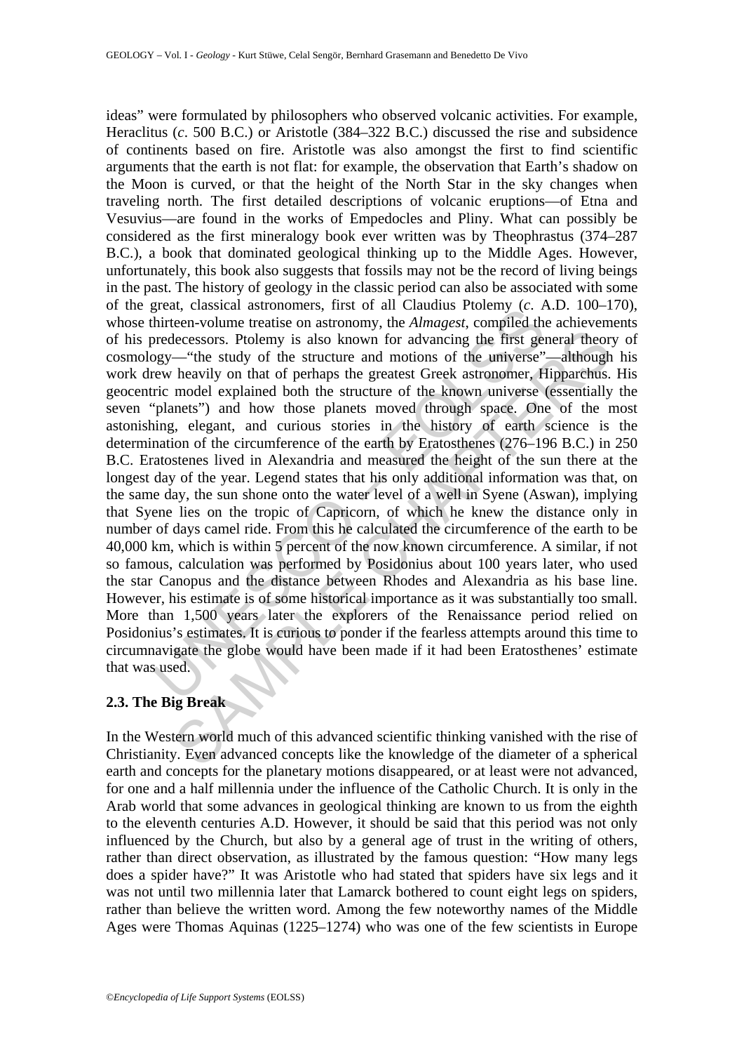ideas" were formulated by philosophers who observed volcanic activities. For example, Heraclitus (*c*. 500 B.C.) or Aristotle (384–322 B.C.) discussed the rise and subsidence of continents based on fire. Aristotle was also amongst the first to find scientific arguments that the earth is not flat: for example, the observation that Earth's shadow on the Moon is curved, or that the height of the North Star in the sky changes when traveling north. The first detailed descriptions of volcanic eruptions—of Etna and Vesuvius—are found in the works of Empedocles and Pliny. What can possibly be considered as the first mineralogy book ever written was by Theophrastus (374–287 B.C.), a book that dominated geological thinking up to the Middle Ages. However, unfortunately, this book also suggests that fossils may not be the record of living beings in the past. The history of geology in the classic period can also be associated with some of the great, classical astronomers, first of all Claudius Ptolemy (*c*. A.D. 100–170), whose thirteen-volume treatise on astronomy, the *Almagest*, compiled the achievements of his predecessors. Ptolemy is also known for advancing the first general theory of cosmology—"the study of the structure and motions of the universe"—although his work drew heavily on that of perhaps the greatest Greek astronomer, Hipparchus. His geocentric model explained both the structure of the known universe (essentially the seven "planets") and how those planets moved through space. One of the most astonishing, elegant, and curious stories in the history of earth science is the determination of the circumference of the earth by Eratosthenes (276–196 B.C.) in 250 B.C. Eratostenes lived in Alexandria and measured the height of the sun there at the longest day of the year. Legend states that his only additional information was that, on the same day, the sun shone onto the water level of a well in Syene (Aswan), implying that Syene lies on the tropic of Capricorn, of which he knew the distance only in number of days camel ride. From this he calculated the circumference of the earth to be 40,000 km, which is within 5 percent of the now known circumference. A similar, if not so famous, calculation was performed by Posidonius about 100 years later, who used the star Canopus and the distance between Rhodes and Alexandria as his base line. However, his estimate is of some historical importance as it was substantially too small. More than 1,500 years later the explorers of the Renaissance period relied on Posidonius's estimates. It is curious to ponder if the fearless attempts around this time to circumnavigate the globe would have been made if it had been Eratosthenes' estimate that was used.

## 2.3. The Big Break

In the Western world much of this advanced scientific thinking vanished with the rise of Christianity. Even advanced concepts like the knowledge of the diameter of a spherical earth and concepts for the planetary motions disappeared, or at least were not advanced, for one and a half millennia under the influence of the Catholic Church. It is only in the Arab world that some advances in geological thinking are known to us from the eighth to the eleventh centuries A.D. However, it should be said that this period was not only influenced by the Church, but also by a general age of trust in the writing of others, rather than direct observation, as illustrated by the famous question: "How many legs does a spider have?" It was Aristotle who had stated that spiders have six legs and it was not until two millennia later that Lamarck bothered to count eight legs on spiders, rather than believe the written word. Among the few noteworthy names of the Middle Ages were Thomas Aquinas (1225–1274) who was one of the few scientists in Europe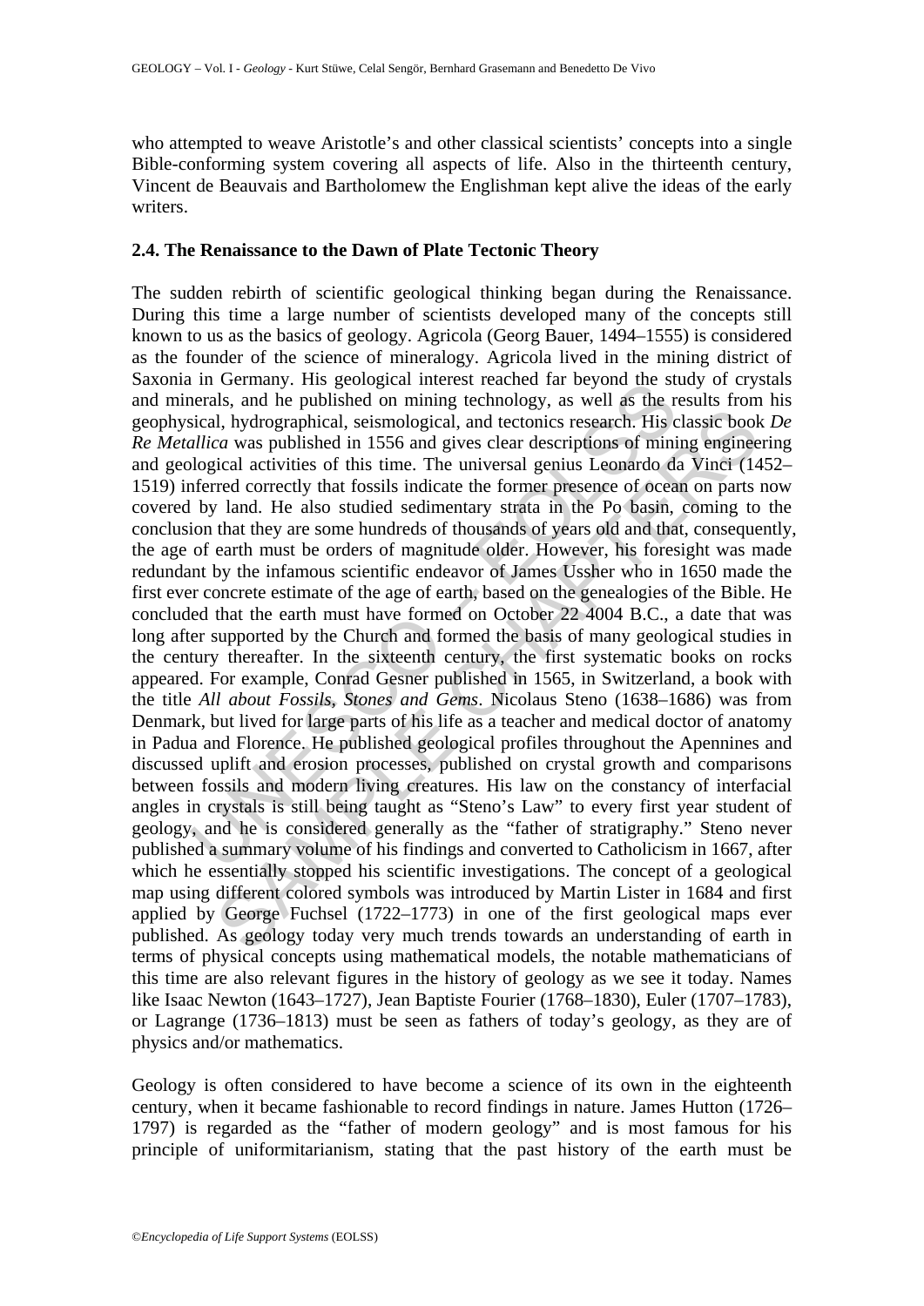who attempted to weave Aristotle's and other classical scientists' concepts into a single Bible-conforming system covering all aspects of life. Also in the thirteenth century, Vincent de Beauvais and Bartholomew the Englishman kept alive the ideas of the early writers.

### 2.4. The Renaissance to the Dawn of Plate Tectonic Theory

The sudden rebirth of scientific geological thinking began during the Renaissance. During this time a large number of scientists developed many of the concepts still known to us as the basics of geology. Agricola (Georg Bauer, 1494–1555) is considered as the founder of the science of mineralogy. Agricola lived in the mining district of Saxonia in Germany. His geological interest reached far beyond the study of crystals and minerals, and he published on mining technology, as well as the results from his geophysical, hydrographical, seismological, and tectonics research. His classic book *De Re Metallica* was published in 1556 and gives clear descriptions of mining engineering and geological activities of this time. The universal genius Leonardo da Vinci (1452–1519) inferred correctly that fossils indicate the former presence of ocean on parts now covered by land. He also studied sedimentary strata in the Po basin, coming to the conclusion that they are some hundreds of thousands of years old and that, consequently, the age of earth must be orders of magnitude older. However, his foresight was made redundant by the infamous scientific endeavor of James Ussher who in 1650 made the first ever concrete estimate of the age of earth, based on the genealogies of the Bible. He concluded that the earth must have formed on October 22 4004 B.C., a date that was long after supported by the Church and formed the basis of many geological studies in the century thereafter. In the sixteenth century, the first systematic books on rocks appeared. For example, Conrad Gesner published in 1565, in Switzerland, a book with the title *All about Fossils, Stones and Gems*. Nicolaus Steno (1638–1686) was from Denmark, but lived for large parts of his life as a teacher and medical doctor of anatomy in Padua and Florence. He published geological profiles throughout the Apennines and discussed uplift and erosion processes, published on crystal growth and comparisons between fossils and modern living creatures. His law on the constancy of interfacial angles in crystals is still being taught as "Steno's Law" to every first year student of geology, and he is considered generally as the "father of stratigraphy." Steno never published a summary volume of his findings and converted to Catholicism in 1667, after which he essentially stopped his scientific investigations. The concept of a geological map using different colored symbols was introduced by Martin Lister in 1684 and first applied by George Fuchsel (1722–1773) in one of the first geological maps ever published. As geology today very much trends towards an understanding of earth in terms of physical concepts using mathematical models, the notable mathematicians of this time are also relevant figures in the history of geology as we see it today. Names like Isaac Newton (1643–1727), Jean Baptiste Fourier (1768–1830), Euler (1707–1783), or Lagrange (1736–1813) must be seen as fathers of today's geology, as they are of physics and/or mathematics.

Geology is often considered to have become a science of its own in the eighteenth century, when it became fashionable to record findings in nature. James Hutton (1726–1797) is regarded as the "father of modern geology" and is most famous for his principle of uniformitarianism, stating that the past history of the earth must be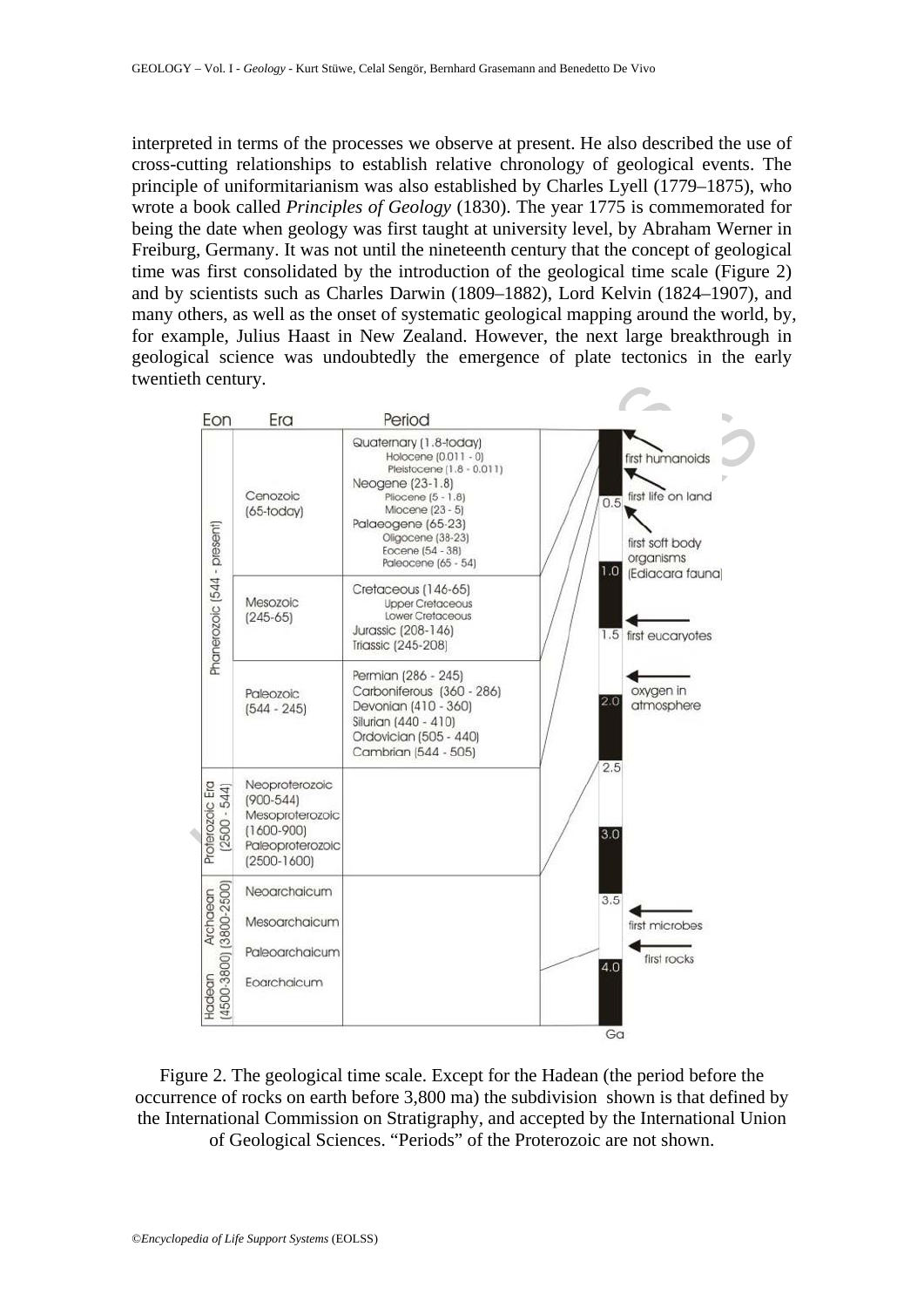interpreted in terms of the processes we observe at present. He also described the use of cross-cutting relationships to establish relative chronology of geological events. The principle of uniformitarianism was also established by Charles Lyell (1779–1875), who wrote a book called *Principles of Geology* (1830). The year 1775 is commemorated for being the date when geology was first taught at university level, by Abraham Werner in Freiburg, Germany. It was not until the nineteenth century that the concept of geological time was first consolidated by the introduction of the geological time scale (Figure 2) and by scientists such as Charles Darwin (1809–1882), Lord Kelvin (1824–1907), and many others, as well as the onset of systematic geological mapping around the world, by, for example, Julius Haast in New Zealand. However, the next large breakthrough in geological science was undoubtedly the emergence of plate tectonics in the early twentieth century.

| Eon | Era | Period |
| --- | --- | --- |
| Phanerozoic (544 - present) | Cenozoic (65-today) | Quaternary (1.8-today): Holocene (0.011 - 0), Pleistocene (1.8 - 0.011); Neogene (23-1.8): Pliocene (5 - 1.8), Miocene (23 - 5); Palaeogene (65-23): Oligocene (38-23), Eocene (54 - 38), Paleocene (65 - 54) |
| | Mesozoic (245-65) | Cretaceous (146-65): Upper Cretaceous, Lower Cretaceous; Jurassic (208-146); Triassic (245-208) |
| | Paleozoic (544 - 245) | Permian (286 - 245); Carboniferous (360 - 286); Devonian (410 - 360); Silurian (440 - 410); Ordovician (505 - 440); Cambrian (544 - 505) |
| Proterozoic Era (2500 - 544) | Neoproterozoic (900-544); Mesoproterozoic (1600-900); Paleoproterozoic (2500-1600) | |
| Archaean (3800-2500) | Neoarchaicum; Mesoarchaicum; Paleoarchaicum | |
| Hadean (4500-3800) | Eoarchaicum | |

Ga scale: 0.5, 1.0, 1.5, 2.0, 2.5, 3.0, 3.5, 4.0 — first humanoids; first life on land; first soft body organisms (Ediacara fauna); first eucaryotes; oxygen in atmosphere; first microbes; first rocks

Figure 2. The geological time scale. Except for the Hadean (the period before the occurrence of rocks on earth before 3,800 ma) the subdivision shown is that defined by the International Commission on Stratigraphy, and accepted by the International Union of Geological Sciences. "Periods" of the Proterozoic are not shown.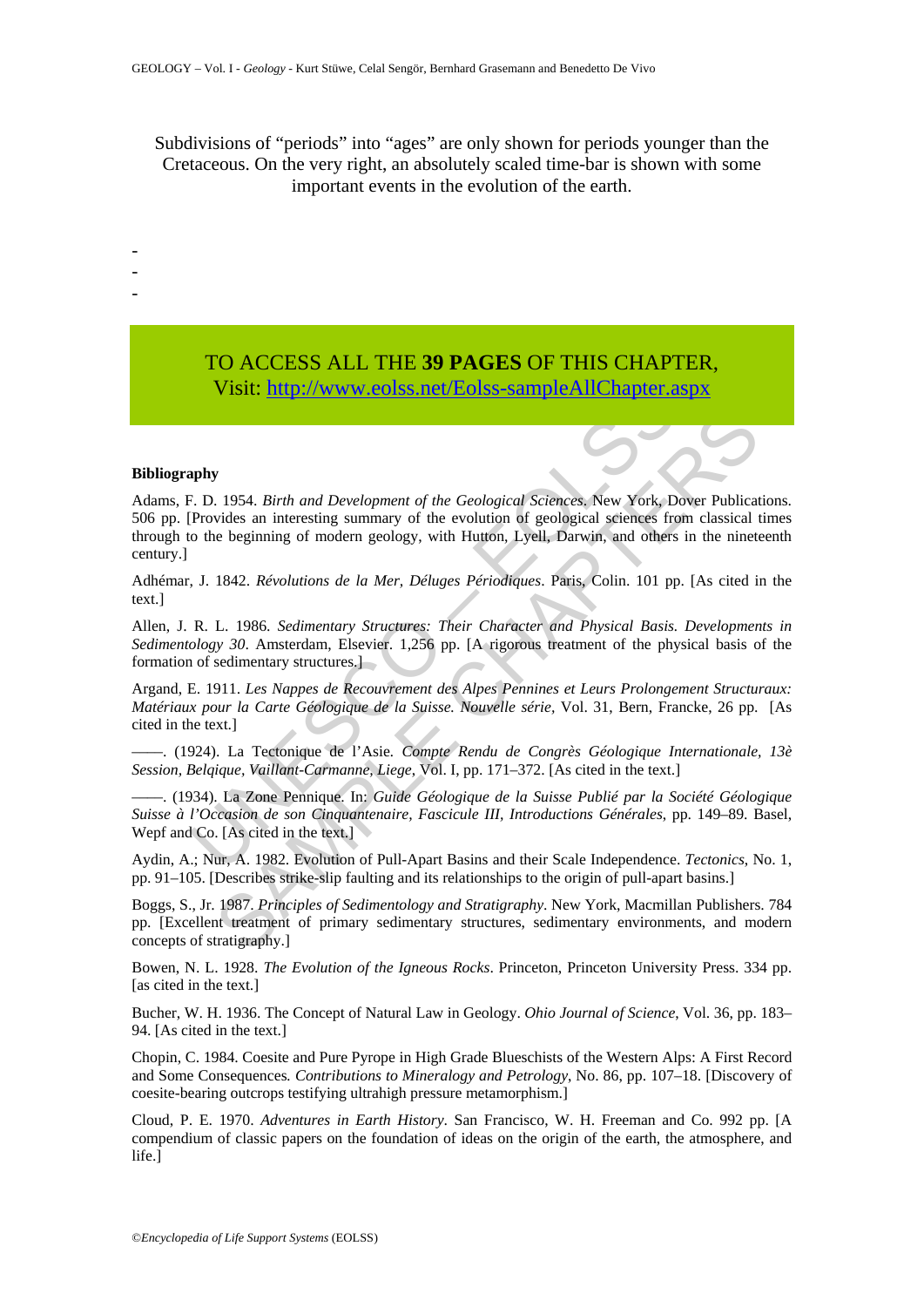Subdivisions of "periods" into "ages" are only shown for periods younger than the Cretaceous. On the very right, an absolutely scaled time-bar is shown with some important events in the evolution of the earth.

-
-
-

TO ACCESS ALL THE **39 PAGES** OF THIS CHAPTER,
Visit: http://www.eolss.net/Eolss-sampleAllChapter.aspx

**Bibliography**

Adams, F. D. 1954. *Birth and Development of the Geological Sciences*. New York, Dover Publications. 506 pp. [Provides an interesting summary of the evolution of geological sciences from classical times through to the beginning of modern geology, with Hutton, Lyell, Darwin, and others in the nineteenth century.]

Adhémar, J. 1842. *Révolutions de la Mer, Déluges Périodiques*. Paris, Colin. 101 pp. [As cited in the text.]

Allen, J. R. L. 1986. *Sedimentary Structures: Their Character and Physical Basis. Developments in Sedimentology 30*. Amsterdam, Elsevier. 1,256 pp. [A rigorous treatment of the physical basis of the formation of sedimentary structures.]

Argand, E. 1911. *Les Nappes de Recouvrement des Alpes Pennines et Leurs Prolongement Structuraux: Matériaux pour la Carte Géologique de la Suisse. Nouvelle série*, Vol. 31, Bern, Francke, 26 pp. [As cited in the text.]

——. (1924). La Tectonique de l'Asie. *Compte Rendu de Congrès Géologique Internationale, 13è Session, Belqique, Vaillant-Carmanne, Liege*, Vol. I, pp. 171–372. [As cited in the text.]

——. (1934). La Zone Pennique. In: *Guide Géologique de la Suisse Publié par la Société Géologique Suisse à l'Occasion de son Cinquantenaire, Fascicule III, Introductions Générales*, pp. 149–89. Basel, Wepf and Co. [As cited in the text.]

Aydin, A.; Nur, A. 1982. Evolution of Pull-Apart Basins and their Scale Independence. *Tectonics*, No. 1, pp. 91–105. [Describes strike-slip faulting and its relationships to the origin of pull-apart basins.]

Boggs, S., Jr. 1987. *Principles of Sedimentology and Stratigraphy*. New York, Macmillan Publishers. 784 pp. [Excellent treatment of primary sedimentary structures, sedimentary environments, and modern concepts of stratigraphy.]

Bowen, N. L. 1928. *The Evolution of the Igneous Rocks*. Princeton, Princeton University Press. 334 pp. [as cited in the text.]

Bucher, W. H. 1936. The Concept of Natural Law in Geology. *Ohio Journal of Science*, Vol. 36, pp. 183–94. [As cited in the text.]

Chopin, C. 1984. Coesite and Pure Pyrope in High Grade Blueschists of the Western Alps: A First Record and Some Consequences*.* *Contributions to Mineralogy and Petrology*, No. 86, pp. 107–18. [Discovery of coesite-bearing outcrops testifying ultrahigh pressure metamorphism.]

Cloud, P. E. 1970. *Adventures in Earth History*. San Francisco, W. H. Freeman and Co. 992 pp. [A compendium of classic papers on the foundation of ideas on the origin of the earth, the atmosphere, and life.]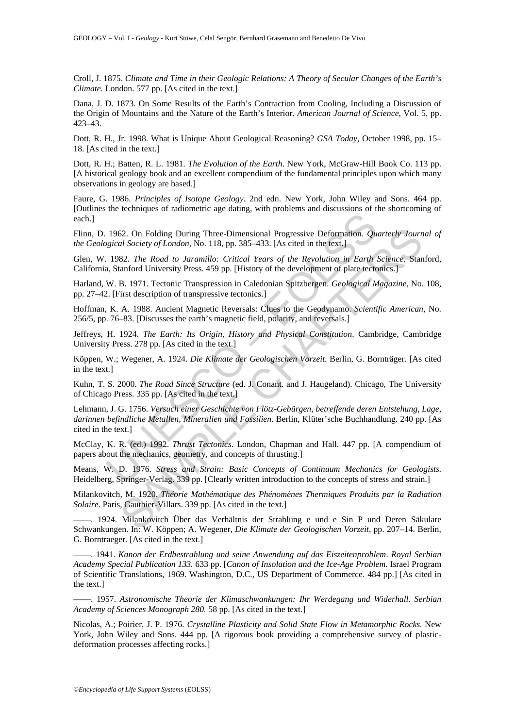Croll, J. 1875. *Climate and Time in their Geologic Relations: A Theory of Secular Changes of the Earth's Climate.* London. 577 pp. [As cited in the text.]

Dana, J. D. 1873. On Some Results of the Earth's Contraction from Cooling, Including a Discussion of the Origin of Mountains and the Nature of the Earth's Interior. *American Journal of Science*, Vol. 5, pp. 423–43.

Dott, R. H., Jr. 1998. What is Unique About Geological Reasoning? *GSA Today*, October 1998, pp. 15–18. [As cited in the text.]

Dott, R. H.; Batten, R. L. 1981. *The Evolution of the Earth*. New York, McGraw-Hill Book Co. 113 pp. [A historical geology book and an excellent compendium of the fundamental principles upon which many observations in geology are based.]

Faure, G. 1986. *Principles of Isotope Geology.* 2nd edn. New York, John Wiley and Sons. 464 pp. [Outlines the techniques of radiometric age dating, with problems and discussions of the shortcoming of each.]

Flinn, D. 1962. On Folding During Three-Dimensional Progressive Deformation. *Quarterly Journal of the Geological Society of London*, No. 118, pp. 385–433. [As cited in the text.]

Glen, W. 1982. *The Road to Jaramillo: Critical Years of the Revolution in Earth Science*. Stanford, California, Stanford University Press. 459 pp. [History of the development of plate tectonics.]

Harland, W. B. 1971. Tectonic Transpression in Caledonian Spitzbergen. *Geological Magazine*, No. 108, pp. 27–42. [First description of transpressive tectonics.]

Hoffman, K. A. 1988. Ancient Magnetic Reversals: Clues to the Geodynamo. *Scientific American*, No. 256/5, pp. 76–83. [Discusses the earth's magnetic field, polarity, and reversals.]

Jeffreys, H. 1924. *The Earth: Its Origin, History and Physical Constitution*. Cambridge, Cambridge University Press. 278 pp. [As cited in the text.]

Köppen, W.; Wegener, A. 1924. *Die Klimate der Geologischen Vorzeit.* Berlin, G. Bornträger. [As cited in the text.]

Kuhn, T. S. 2000. *The Road Since Structure* (ed. J. Conant. and J. Haugeland). Chicago, The University of Chicago Press. 335 pp. [As cited in the text.]

Lehmann, J. G. 1756. *Versuch einer Geschichte von Flötz-Gebürgen, betreffende deren Entstehung, Lage, darinnen befindliche Metallen, Mineralien und Fossilien.* Berlin, Klüter'sche Buchhandlung. 240 pp. [As cited in the text.]

McClay, K. R. (ed.) 1992. *Thrust Tectonics*. London, Chapman and Hall. 447 pp. [A compendium of papers about the mechanics, geometry, and concepts of thrusting.]

Means, W. D. 1976. *Stress and Strain: Basic Concepts of Continuum Mechanics for Geologists.* Heidelberg, Springer-Verlag. 339 pp. [Clearly written introduction to the concepts of stress and strain.]

Milankovitch, M. 1920. *Théorie Mathématique des Phénomènes Thermiques Produits par la Radiation Solaire.* Paris, Gauthier-Villars. 339 pp. [As cited in the text.]

——. 1924. Milankovitch Über das Verhältnis der Strahlung e und e Sin P und Deren Säkulare Schwankungen. In: W. Köppen; A. Wegener, *Die Klimate der Geologischen Vorzeit*, pp. 207–14. Berlin, G. Borntraeger. [As cited in the text.]

——. 1941. *Kanon der Erdbestrahlung und seine Anwendung auf das Eiszeitenproblem*. *Royal Serbian Academy Special Publication 133.* 633 pp. [*Canon of Insolation and the Ice-Age Problem.* Israel Program of Scientific Translations, 1969. Washington, D.C., US Department of Commerce. 484 pp.] [As cited in the text.]

——. 1957. *Astronomische Theorie der Klimaschwankungen: Ihr Werdegang und Widerhall. Serbian Academy of Sciences Monograph 280.* 58 pp. [As cited in the text.]

Nicolas, A.; Poirier, J. P. 1976. *Crystalline Plasticity and Solid State Flow in Metamorphic Rocks.* New York, John Wiley and Sons. 444 pp. [A rigorous book providing a comprehensive survey of plastic-deformation processes affecting rocks.]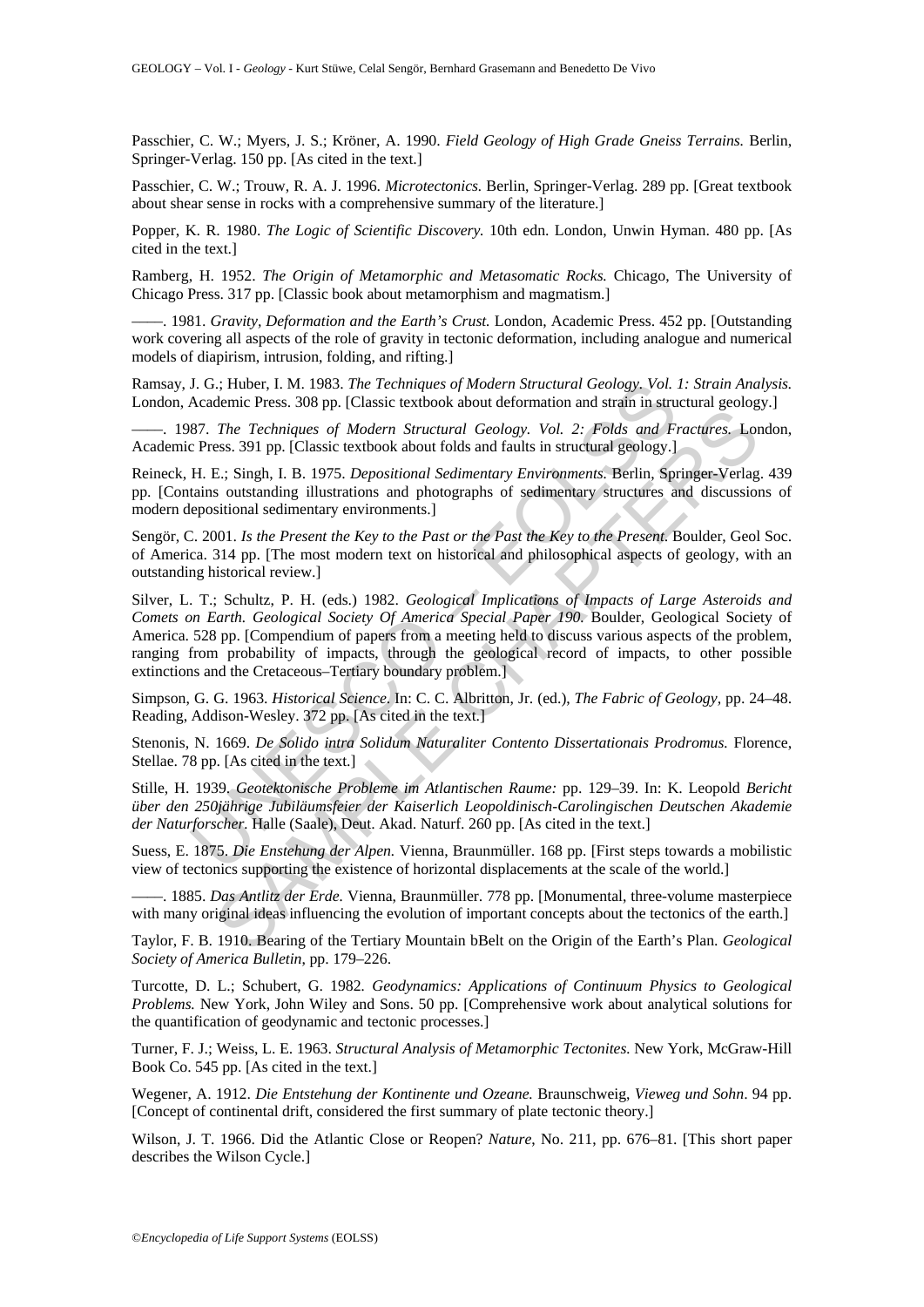Passchier, C. W.; Myers, J. S.; Kröner, A. 1990. *Field Geology of High Grade Gneiss Terrains.* Berlin, Springer-Verlag. 150 pp. [As cited in the text.]

Passchier, C. W.; Trouw, R. A. J. 1996. *Microtectonics.* Berlin, Springer-Verlag. 289 pp. [Great textbook about shear sense in rocks with a comprehensive summary of the literature.]

Popper, K. R. 1980. *The Logic of Scientific Discovery.* 10th edn. London, Unwin Hyman. 480 pp. [As cited in the text.]

Ramberg, H. 1952. *The Origin of Metamorphic and Metasomatic Rocks.* Chicago, The University of Chicago Press. 317 pp. [Classic book about metamorphism and magmatism.]

——. 1981. *Gravity, Deformation and the Earth's Crust.* London, Academic Press. 452 pp. [Outstanding work covering all aspects of the role of gravity in tectonic deformation, including analogue and numerical models of diapirism, intrusion, folding, and rifting.]

Ramsay, J. G.; Huber, I. M. 1983. *The Techniques of Modern Structural Geology. Vol. 1: Strain Analysis.* London, Academic Press. 308 pp. [Classic textbook about deformation and strain in structural geology.]

——. 1987. *The Techniques of Modern Structural Geology. Vol. 2: Folds and Fractures.* London, Academic Press. 391 pp. [Classic textbook about folds and faults in structural geology.]

Reineck, H. E.; Singh, I. B. 1975. *Depositional Sedimentary Environments.* Berlin, Springer-Verlag. 439 pp. [Contains outstanding illustrations and photographs of sedimentary structures and discussions of modern depositional sedimentary environments.]

Sengör, C. 2001. *Is the Present the Key to the Past or the Past the Key to the Present.* Boulder, Geol Soc. of America. 314 pp. [The most modern text on historical and philosophical aspects of geology, with an outstanding historical review.]

Silver, L. T.; Schultz, P. H. (eds.) 1982. *Geological Implications of Impacts of Large Asteroids and Comets on Earth. Geological Society Of America Special Paper 190.* Boulder, Geological Society of America. 528 pp. [Compendium of papers from a meeting held to discuss various aspects of the problem, ranging from probability of impacts, through the geological record of impacts, to other possible extinctions and the Cretaceous–Tertiary boundary problem.]

Simpson, G. G. 1963. *Historical Science.* In: C. C. Albritton, Jr. (ed.), *The Fabric of Geology*, pp. 24–48. Reading, Addison-Wesley. 372 pp. [As cited in the text.]

Stenonis, N. 1669. *De Solido intra Solidum Naturaliter Contento Dissertationais Prodromus.* Florence, Stellae. 78 pp. [As cited in the text.]

Stille, H. 1939. *Geotektonische Probleme im Atlantischen Raume:* pp. 129–39. In: K. Leopold *Bericht über den 250jährige Jubiläumsfeier der Kaiserlich Leopoldinisch-Carolingischen Deutschen Akademie der Naturforscher.* Halle (Saale), Deut. Akad. Naturf. 260 pp. [As cited in the text.]

Suess, E. 1875. *Die Enstehung der Alpen.* Vienna, Braunmüller. 168 pp. [First steps towards a mobilistic view of tectonics supporting the existence of horizontal displacements at the scale of the world.]

——. 1885. *Das Antlitz der Erde.* Vienna, Braunmüller. 778 pp. [Monumental, three-volume masterpiece with many original ideas influencing the evolution of important concepts about the tectonics of the earth.]

Taylor, F. B. 1910. Bearing of the Tertiary Mountain bBelt on the Origin of the Earth's Plan. *Geological Society of America Bulletin*, pp. 179–226.

Turcotte, D. L.; Schubert, G. 1982. *Geodynamics: Applications of Continuum Physics to Geological Problems.* New York, John Wiley and Sons. 50 pp. [Comprehensive work about analytical solutions for the quantification of geodynamic and tectonic processes.]

Turner, F. J.; Weiss, L. E. 1963. *Structural Analysis of Metamorphic Tectonites.* New York, McGraw-Hill Book Co. 545 pp. [As cited in the text.]

Wegener, A. 1912. *Die Entstehung der Kontinente und Ozeane.* Braunschweig, *Vieweg und Sohn*. 94 pp. [Concept of continental drift, considered the first summary of plate tectonic theory.]

Wilson, J. T. 1966. Did the Atlantic Close or Reopen? *Nature*, No. 211, pp. 676–81. [This short paper describes the Wilson Cycle.]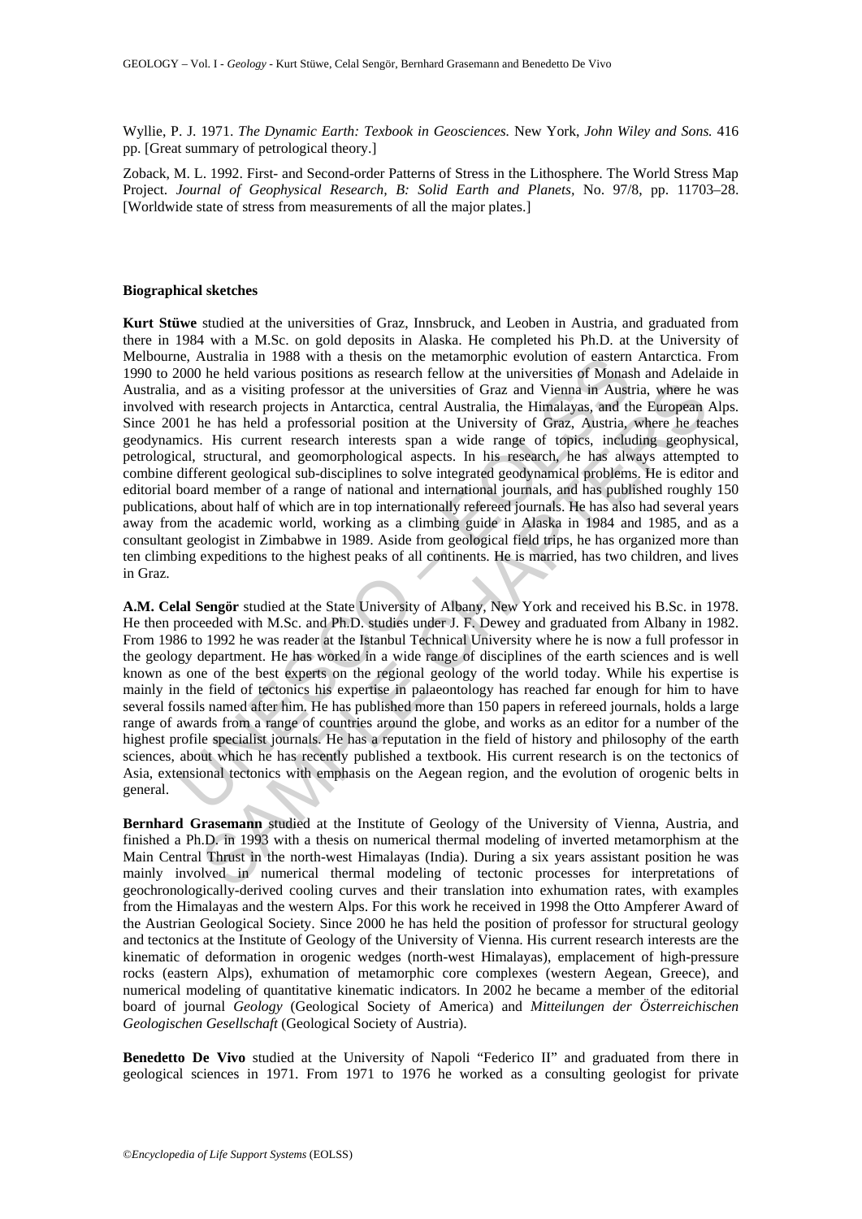Wyllie, P. J. 1971. *The Dynamic Earth: Texbook in Geosciences.* New York, *John Wiley and Sons.* 416 pp. [Great summary of petrological theory.]

Zoback, M. L. 1992. First- and Second-order Patterns of Stress in the Lithosphere. The World Stress Map Project. *Journal of Geophysical Research, B: Solid Earth and Planets,* No. 97/8, pp. 11703–28. [Worldwide state of stress from measurements of all the major plates.]

**Biographical sketches**

**Kurt Stüwe** studied at the universities of Graz, Innsbruck, and Leoben in Austria, and graduated from there in 1984 with a M.Sc. on gold deposits in Alaska. He completed his Ph.D. at the University of Melbourne, Australia in 1988 with a thesis on the metamorphic evolution of eastern Antarctica. From 1990 to 2000 he held various positions as research fellow at the universities of Monash and Adelaide in Australia, and as a visiting professor at the universities of Graz and Vienna in Austria, where he was involved with research projects in Antarctica, central Australia, the Himalayas, and the European Alps. Since 2001 he has held a professorial position at the University of Graz, Austria, where he teaches geodynamics. His current research interests span a wide range of topics, including geophysical, petrological, structural, and geomorphological aspects. In his research, he has always attempted to combine different geological sub-disciplines to solve integrated geodynamical problems. He is editor and editorial board member of a range of national and international journals, and has published roughly 150 publications, about half of which are in top internationally refereed journals. He has also had several years away from the academic world, working as a climbing guide in Alaska in 1984 and 1985, and as a consultant geologist in Zimbabwe in 1989. Aside from geological field trips, he has organized more than ten climbing expeditions to the highest peaks of all continents. He is married, has two children, and lives in Graz.

**A.M. Celal Sengör** studied at the State University of Albany, New York and received his B.Sc. in 1978. He then proceeded with M.Sc. and Ph.D. studies under J. F. Dewey and graduated from Albany in 1982. From 1986 to 1992 he was reader at the Istanbul Technical University where he is now a full professor in the geology department. He has worked in a wide range of disciplines of the earth sciences and is well known as one of the best experts on the regional geology of the world today. While his expertise is mainly in the field of tectonics his expertise in palaeontology has reached far enough for him to have several fossils named after him. He has published more than 150 papers in refereed journals, holds a large range of awards from a range of countries around the globe, and works as an editor for a number of the highest profile specialist journals. He has a reputation in the field of history and philosophy of the earth sciences, about which he has recently published a textbook. His current research is on the tectonics of Asia, extensional tectonics with emphasis on the Aegean region, and the evolution of orogenic belts in general.

**Bernhard Grasemann** studied at the Institute of Geology of the University of Vienna, Austria, and finished a Ph.D. in 1993 with a thesis on numerical thermal modeling of inverted metamorphism at the Main Central Thrust in the north-west Himalayas (India). During a six years assistant position he was mainly involved in numerical thermal modeling of tectonic processes for interpretations of geochronologically-derived cooling curves and their translation into exhumation rates, with examples from the Himalayas and the western Alps. For this work he received in 1998 the Otto Ampferer Award of the Austrian Geological Society. Since 2000 he has held the position of professor for structural geology and tectonics at the Institute of Geology of the University of Vienna. His current research interests are the kinematic of deformation in orogenic wedges (north-west Himalayas), emplacement of high-pressure rocks (eastern Alps), exhumation of metamorphic core complexes (western Aegean, Greece), and numerical modeling of quantitative kinematic indicators. In 2002 he became a member of the editorial board of journal *Geology* (Geological Society of America) and *Mitteilungen der Österreichischen Geologischen Gesellschaft* (Geological Society of Austria).

**Benedetto De Vivo** studied at the University of Napoli "Federico II" and graduated from there in geological sciences in 1971. From 1971 to 1976 he worked as a consulting geologist for private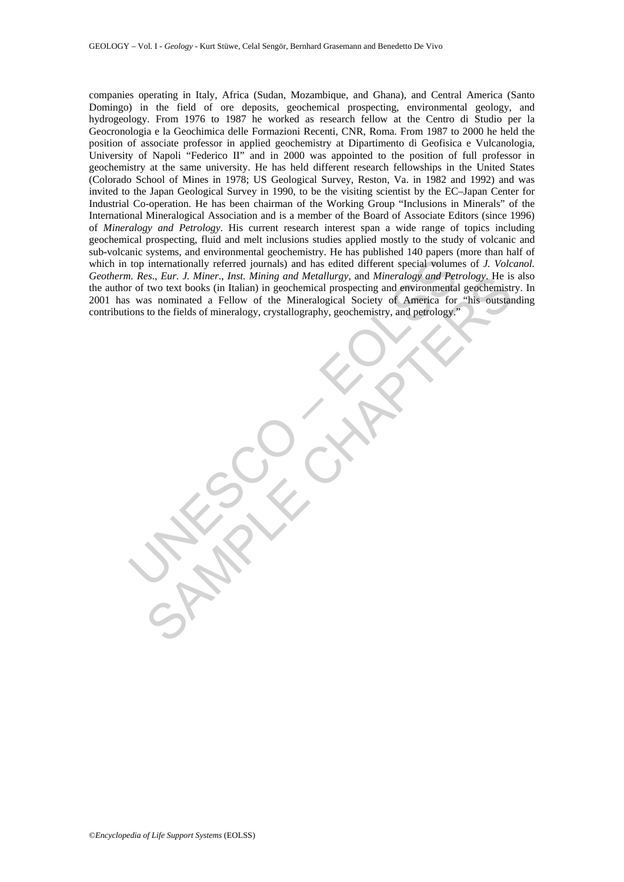companies operating in Italy, Africa (Sudan, Mozambique, and Ghana), and Central America (Santo Domingo) in the field of ore deposits, geochemical prospecting, environmental geology, and hydrogeology. From 1976 to 1987 he worked as research fellow at the Centro di Studio per la Geocronologia e la Geochimica delle Formazioni Recenti, CNR, Roma. From 1987 to 2000 he held the position of associate professor in applied geochemistry at Dipartimento di Geofisica e Vulcanologia, University of Napoli "Federico II" and in 2000 was appointed to the position of full professor in geochemistry at the same university. He has held different research fellowships in the United States (Colorado School of Mines in 1978; US Geological Survey, Reston, Va. in 1982 and 1992) and was invited to the Japan Geological Survey in 1990, to be the visiting scientist by the EC–Japan Center for Industrial Co-operation. He has been chairman of the Working Group "Inclusions in Minerals" of the International Mineralogical Association and is a member of the Board of Associate Editors (since 1996) of *Mineralogy and Petrology*. His current research interest span a wide range of topics including geochemical prospecting, fluid and melt inclusions studies applied mostly to the study of volcanic and sub-volcanic systems, and environmental geochemistry. He has published 140 papers (more than half of which in top internationally referred journals) and has edited different special volumes of *J. Volcanol. Geotherm. Res*., *Eur. J. Miner*., *Inst. Mining and Metallurgy*, and *Mineralogy and Petrology*. He is also the author of two text books (in Italian) in geochemical prospecting and environmental geochemistry. In 2001 has was nominated a Fellow of the Mineralogical Society of America for "his outstanding contributions to the fields of mineralogy, crystallography, geochemistry, and petrology."